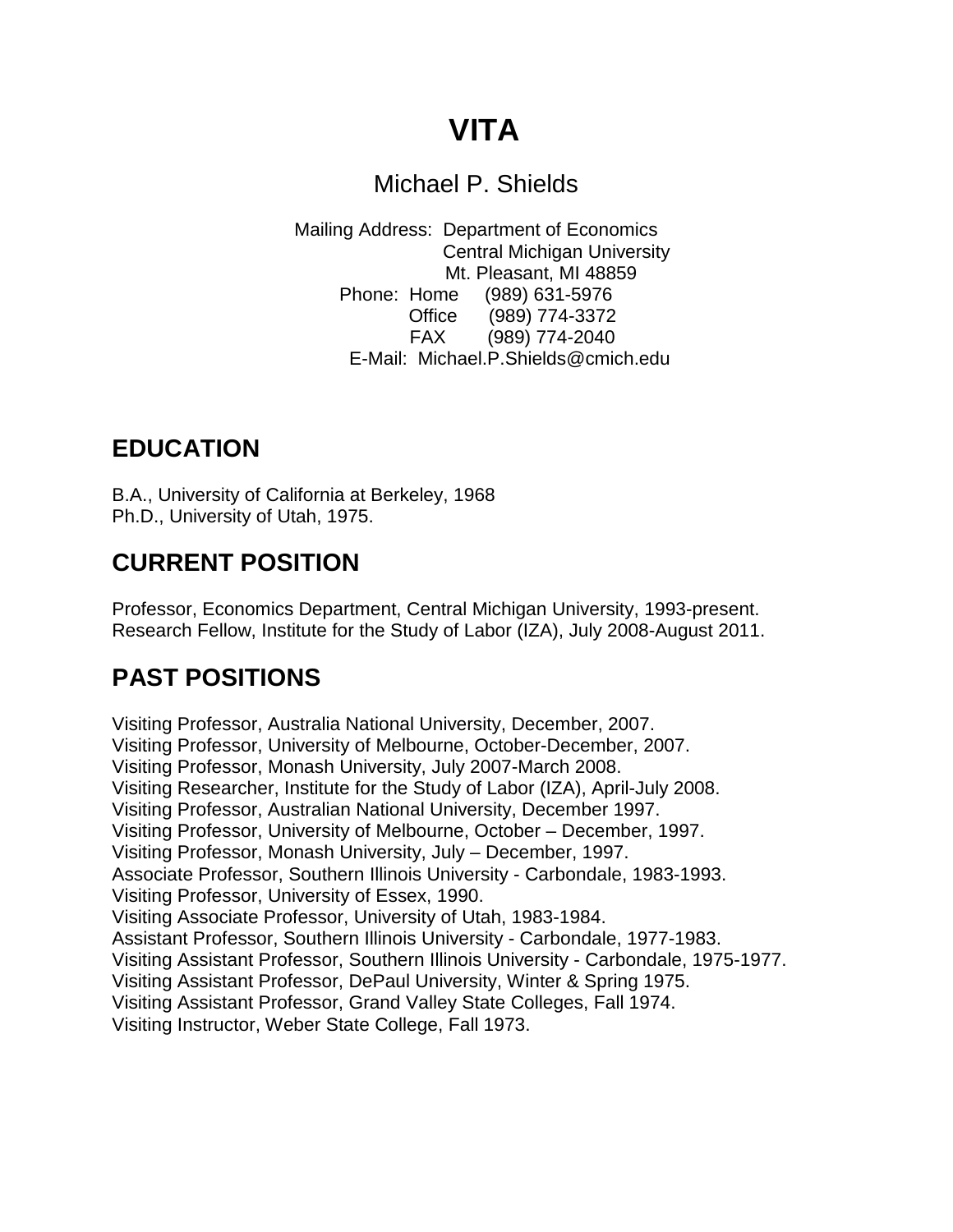# VITA

## Michael P. Shields

Mailing Address: Department of Economics
Central Michigan University
Mt. Pleasant, MI 48859
Phone: Home (989) 631-5976
Office (989) 774-3372
FAX (989) 774-2040
E-Mail: Michael.P.Shields@cmich.edu

## EDUCATION

B.A., University of California at Berkeley, 1968
Ph.D., University of Utah, 1975.

## CURRENT POSITION

Professor, Economics Department, Central Michigan University, 1993-present.
Research Fellow, Institute for the Study of Labor (IZA), July 2008-August 2011.

## PAST POSITIONS

Visiting Professor, Australia National University, December, 2007.
Visiting Professor, University of Melbourne, October-December, 2007.
Visiting Professor, Monash University, July 2007-March 2008.
Visiting Researcher, Institute for the Study of Labor (IZA), April-July 2008.
Visiting Professor, Australian National University, December 1997.
Visiting Professor, University of Melbourne, October – December, 1997.
Visiting Professor, Monash University, July – December, 1997.
Associate Professor, Southern Illinois University - Carbondale, 1983-1993.
Visiting Professor, University of Essex, 1990.
Visiting Associate Professor, University of Utah, 1983-1984.
Assistant Professor, Southern Illinois University - Carbondale, 1977-1983.
Visiting Assistant Professor, Southern Illinois University - Carbondale, 1975-1977.
Visiting Assistant Professor, DePaul University, Winter & Spring 1975.
Visiting Assistant Professor, Grand Valley State Colleges, Fall 1974.
Visiting Instructor, Weber State College, Fall 1973.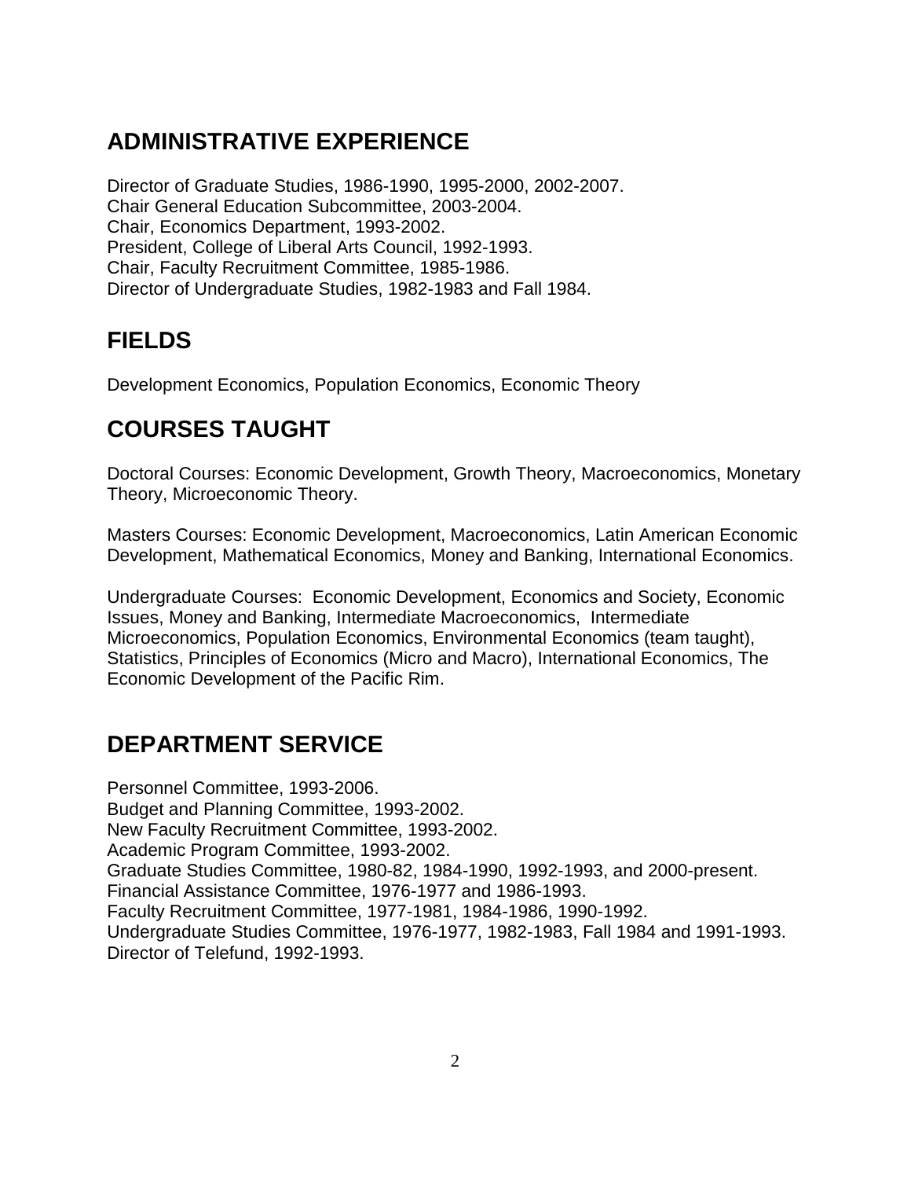## ADMINISTRATIVE EXPERIENCE

Director of Graduate Studies, 1986-1990, 1995-2000, 2002-2007.
Chair General Education Subcommittee, 2003-2004.
Chair, Economics Department, 1993-2002.
President, College of Liberal Arts Council, 1992-1993.
Chair, Faculty Recruitment Committee, 1985-1986.
Director of Undergraduate Studies, 1982-1983 and Fall 1984.

## FIELDS

Development Economics, Population Economics, Economic Theory

## COURSES TAUGHT

Doctoral Courses: Economic Development, Growth Theory, Macroeconomics, Monetary Theory, Microeconomic Theory.

Masters Courses: Economic Development, Macroeconomics, Latin American Economic Development, Mathematical Economics, Money and Banking, International Economics.

Undergraduate Courses: Economic Development, Economics and Society, Economic Issues, Money and Banking, Intermediate Macroeconomics, Intermediate Microeconomics, Population Economics, Environmental Economics (team taught), Statistics, Principles of Economics (Micro and Macro), International Economics, The Economic Development of the Pacific Rim.

## DEPARTMENT SERVICE

Personnel Committee, 1993-2006.
Budget and Planning Committee, 1993-2002.
New Faculty Recruitment Committee, 1993-2002.
Academic Program Committee, 1993-2002.
Graduate Studies Committee, 1980-82, 1984-1990, 1992-1993, and 2000-present.
Financial Assistance Committee, 1976-1977 and 1986-1993.
Faculty Recruitment Committee, 1977-1981, 1984-1986, 1990-1992.
Undergraduate Studies Committee, 1976-1977, 1982-1983, Fall 1984 and 1991-1993.
Director of Telefund, 1992-1993.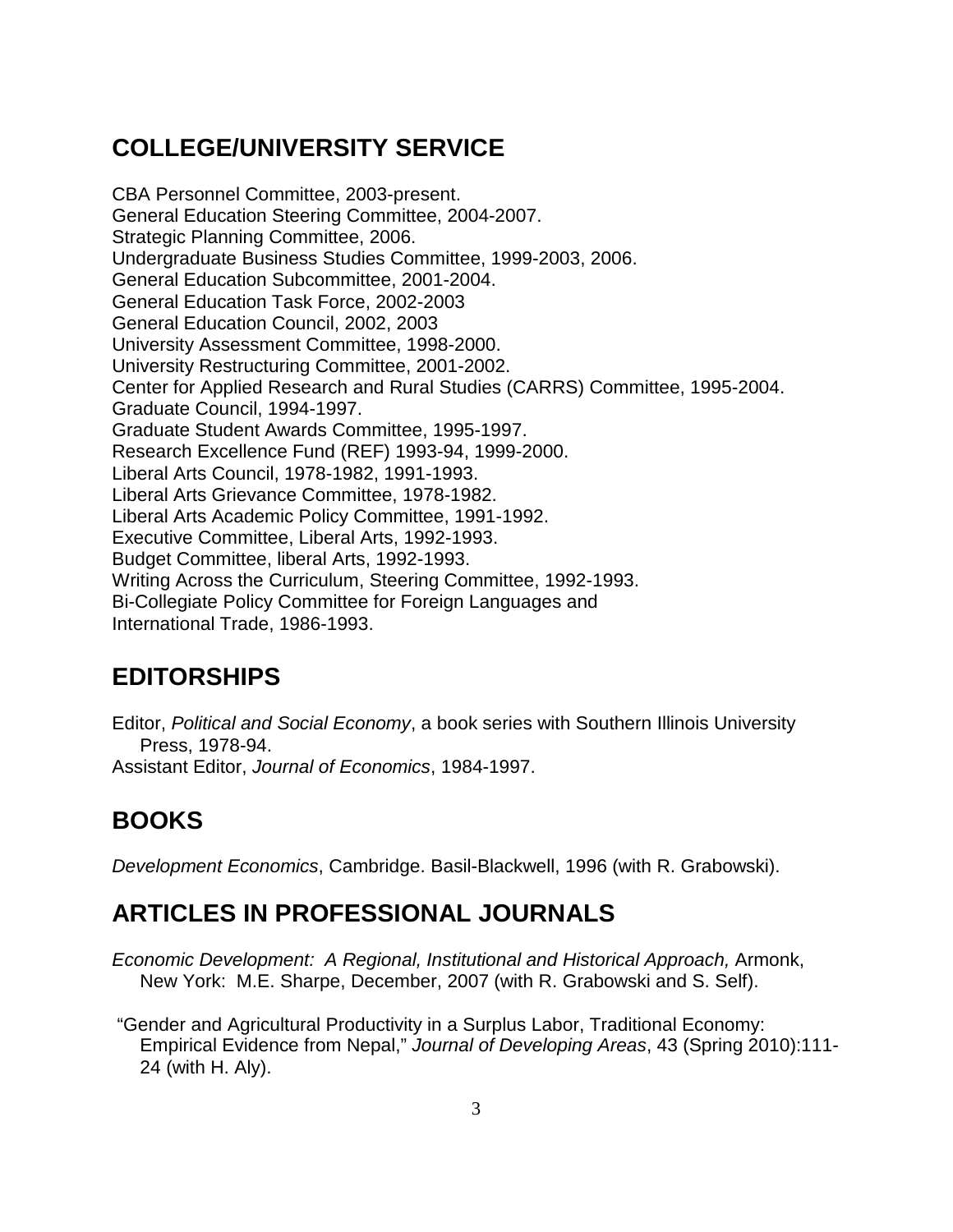## COLLEGE/UNIVERSITY SERVICE

CBA Personnel Committee, 2003-present.
General Education Steering Committee, 2004-2007.
Strategic Planning Committee, 2006.
Undergraduate Business Studies Committee, 1999-2003, 2006.
General Education Subcommittee, 2001-2004.
General Education Task Force, 2002-2003
General Education Council, 2002, 2003
University Assessment Committee, 1998-2000.
University Restructuring Committee, 2001-2002.
Center for Applied Research and Rural Studies (CARRS) Committee, 1995-2004.
Graduate Council, 1994-1997.
Graduate Student Awards Committee, 1995-1997.
Research Excellence Fund (REF) 1993-94, 1999-2000.
Liberal Arts Council, 1978-1982, 1991-1993.
Liberal Arts Grievance Committee, 1978-1982.
Liberal Arts Academic Policy Committee, 1991-1992.
Executive Committee, Liberal Arts, 1992-1993.
Budget Committee, liberal Arts, 1992-1993.
Writing Across the Curriculum, Steering Committee, 1992-1993.
Bi-Collegiate Policy Committee for Foreign Languages and International Trade, 1986-1993.

## EDITORSHIPS

Editor, *Political and Social Economy*, a book series with Southern Illinois University Press, 1978-94.
Assistant Editor, *Journal of Economics*, 1984-1997.

## BOOKS

*Development Economics*, Cambridge. Basil-Blackwell, 1996 (with R. Grabowski).

## ARTICLES IN PROFESSIONAL JOURNALS

*Economic Development: A Regional, Institutional and Historical Approach,* Armonk, New York: M.E. Sharpe, December, 2007 (with R. Grabowski and S. Self).

"Gender and Agricultural Productivity in a Surplus Labor, Traditional Economy: Empirical Evidence from Nepal," *Journal of Developing Areas*, 43 (Spring 2010):111-24 (with H. Aly).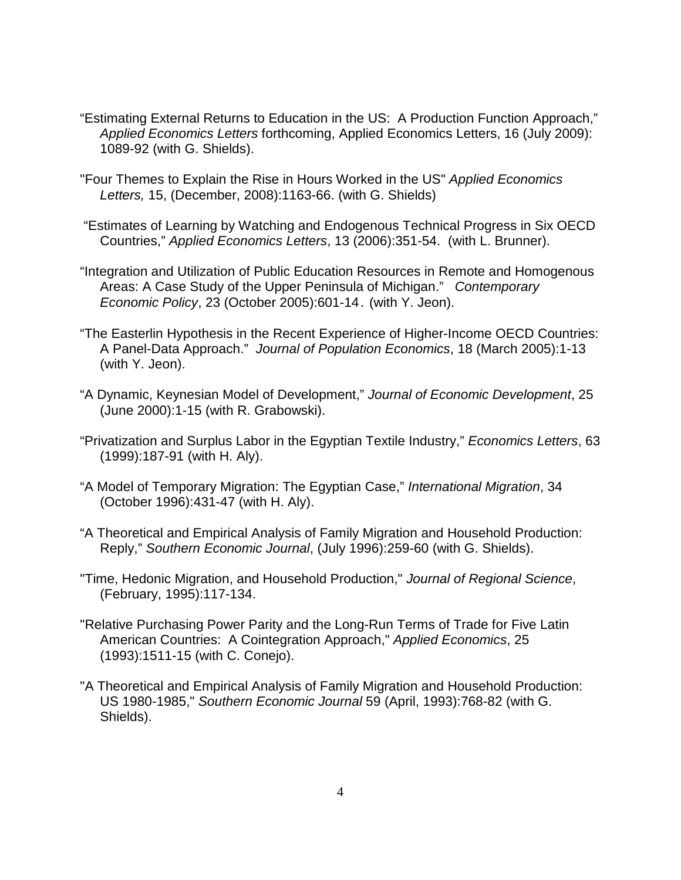"Estimating External Returns to Education in the US: A Production Function Approach," *Applied Economics Letters* forthcoming, Applied Economics Letters, 16 (July 2009): 1089-92 (with G. Shields).

"Four Themes to Explain the Rise in Hours Worked in the US" *Applied Economics Letters,* 15, (December, 2008):1163-66. (with G. Shields)

"Estimates of Learning by Watching and Endogenous Technical Progress in Six OECD Countries," *Applied Economics Letters*, 13 (2006):351-54. (with L. Brunner).

"Integration and Utilization of Public Education Resources in Remote and Homogenous Areas: A Case Study of the Upper Peninsula of Michigan." *Contemporary Economic Policy*, 23 (October 2005):601-14. (with Y. Jeon).

"The Easterlin Hypothesis in the Recent Experience of Higher-Income OECD Countries: A Panel-Data Approach." *Journal of Population Economics*, 18 (March 2005):1-13 (with Y. Jeon).

"A Dynamic, Keynesian Model of Development," *Journal of Economic Development*, 25 (June 2000):1-15 (with R. Grabowski).

"Privatization and Surplus Labor in the Egyptian Textile Industry," *Economics Letters*, 63 (1999):187-91 (with H. Aly).

"A Model of Temporary Migration: The Egyptian Case," *International Migration*, 34 (October 1996):431-47 (with H. Aly).

"A Theoretical and Empirical Analysis of Family Migration and Household Production: Reply," *Southern Economic Journal*, (July 1996):259-60 (with G. Shields).

"Time, Hedonic Migration, and Household Production," *Journal of Regional Science*, (February, 1995):117-134.

"Relative Purchasing Power Parity and the Long-Run Terms of Trade for Five Latin American Countries: A Cointegration Approach," *Applied Economics*, 25 (1993):1511-15 (with C. Conejo).

"A Theoretical and Empirical Analysis of Family Migration and Household Production: US 1980-1985," *Southern Economic Journal* 59 (April, 1993):768-82 (with G. Shields).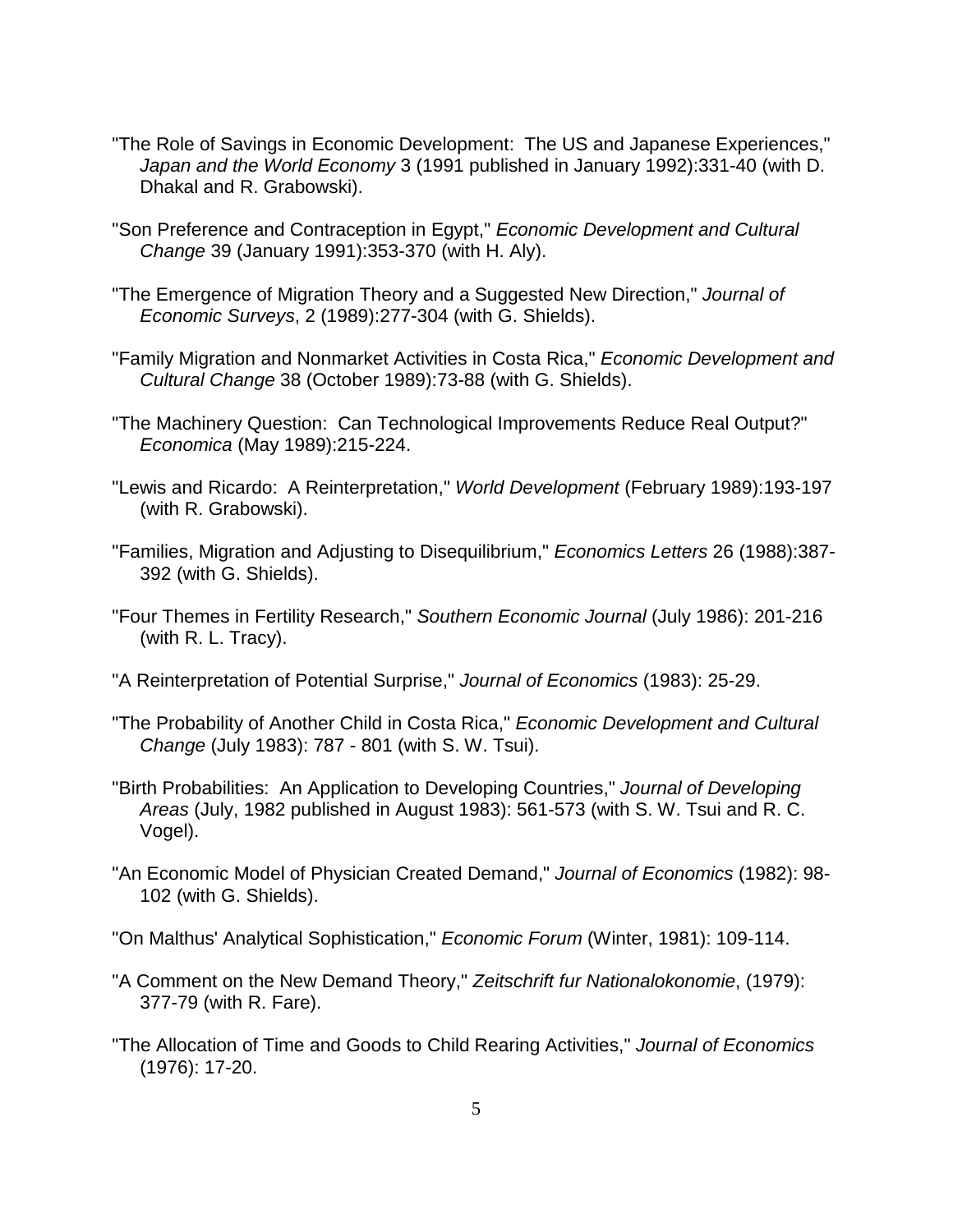"The Role of Savings in Economic Development: The US and Japanese Experiences," *Japan and the World Economy* 3 (1991 published in January 1992):331-40 (with D. Dhakal and R. Grabowski).

"Son Preference and Contraception in Egypt," *Economic Development and Cultural Change* 39 (January 1991):353-370 (with H. Aly).

"The Emergence of Migration Theory and a Suggested New Direction," *Journal of Economic Surveys*, 2 (1989):277-304 (with G. Shields).

"Family Migration and Nonmarket Activities in Costa Rica," *Economic Development and Cultural Change* 38 (October 1989):73-88 (with G. Shields).

"The Machinery Question: Can Technological Improvements Reduce Real Output?" *Economica* (May 1989):215-224.

"Lewis and Ricardo: A Reinterpretation," *World Development* (February 1989):193-197 (with R. Grabowski).

"Families, Migration and Adjusting to Disequilibrium," *Economics Letters* 26 (1988):387-392 (with G. Shields).

"Four Themes in Fertility Research," *Southern Economic Journal* (July 1986): 201-216 (with R. L. Tracy).

"A Reinterpretation of Potential Surprise," *Journal of Economics* (1983): 25-29.

"The Probability of Another Child in Costa Rica," *Economic Development and Cultural Change* (July 1983): 787 - 801 (with S. W. Tsui).

"Birth Probabilities: An Application to Developing Countries," *Journal of Developing Areas* (July, 1982 published in August 1983): 561-573 (with S. W. Tsui and R. C. Vogel).

"An Economic Model of Physician Created Demand," *Journal of Economics* (1982): 98-102 (with G. Shields).

"On Malthus' Analytical Sophistication," *Economic Forum* (Winter, 1981): 109-114.

"A Comment on the New Demand Theory," *Zeitschrift fur Nationalokonomie*, (1979): 377-79 (with R. Fare).

"The Allocation of Time and Goods to Child Rearing Activities," *Journal of Economics* (1976): 17-20.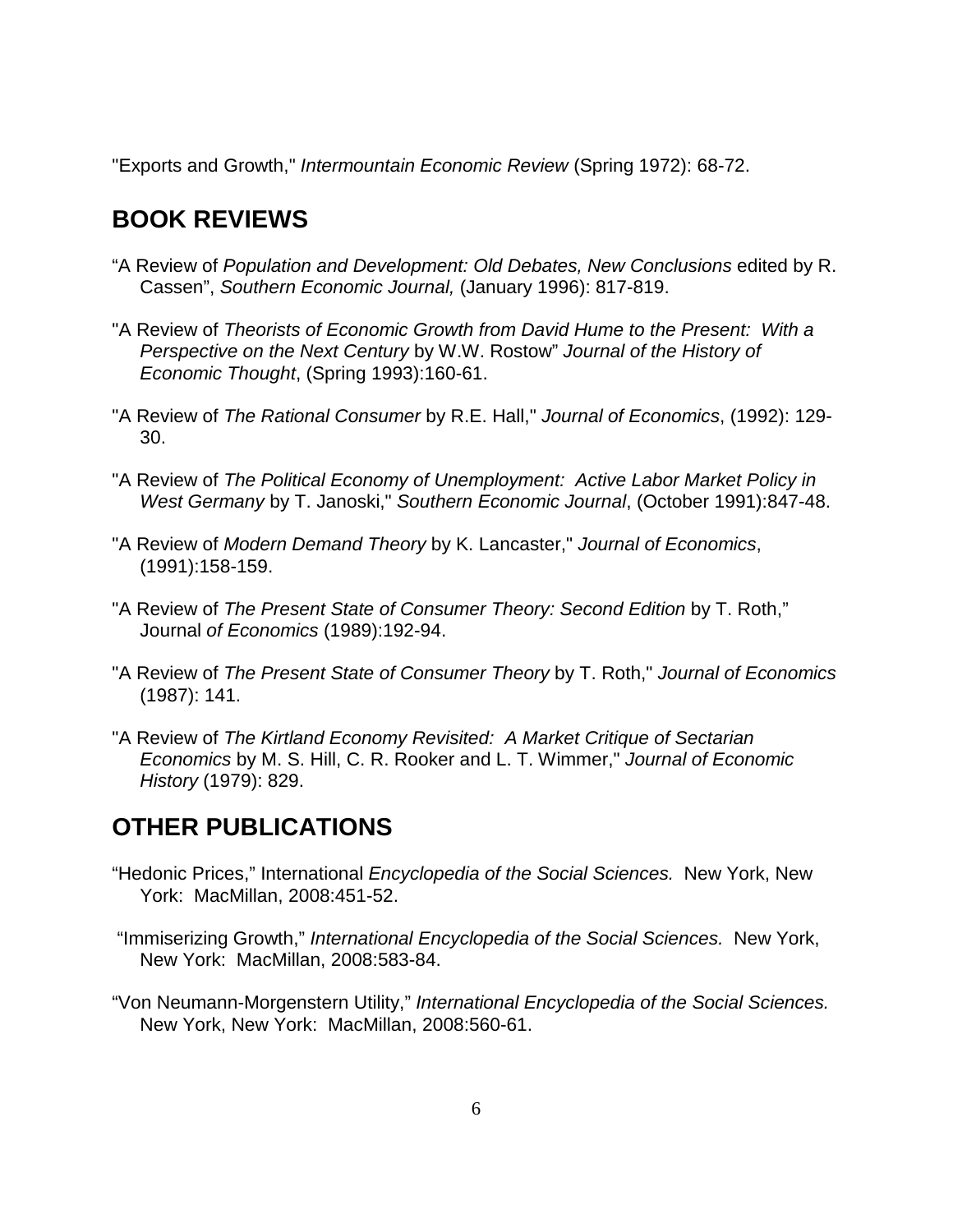"Exports and Growth," *Intermountain Economic Review* (Spring 1972): 68-72.

## BOOK REVIEWS

"A Review of *Population and Development: Old Debates, New Conclusions* edited by R. Cassen", *Southern Economic Journal,* (January 1996): 817-819.

"A Review of *Theorists of Economic Growth from David Hume to the Present: With a Perspective on the Next Century* by W.W. Rostow" *Journal of the History of Economic Thought*, (Spring 1993):160-61.

"A Review of *The Rational Consumer* by R.E. Hall," *Journal of Economics*, (1992): 129-30.

"A Review of *The Political Economy of Unemployment: Active Labor Market Policy in West Germany* by T. Janoski," *Southern Economic Journal*, (October 1991):847-48.

"A Review of *Modern Demand Theory* by K. Lancaster," *Journal of Economics*, (1991):158-159.

"A Review of *The Present State of Consumer Theory: Second Edition* by T. Roth," Journal *of Economics* (1989):192-94.

"A Review of *The Present State of Consumer Theory* by T. Roth," *Journal of Economics* (1987): 141.

"A Review of *The Kirtland Economy Revisited: A Market Critique of Sectarian Economics* by M. S. Hill, C. R. Rooker and L. T. Wimmer," *Journal of Economic History* (1979): 829.

## OTHER PUBLICATIONS

"Hedonic Prices," International *Encyclopedia of the Social Sciences.* New York, New York: MacMillan, 2008:451-52.

"Immiserizing Growth," *International Encyclopedia of the Social Sciences.* New York, New York: MacMillan, 2008:583-84.

"Von Neumann-Morgenstern Utility," *International Encyclopedia of the Social Sciences.* New York, New York: MacMillan, 2008:560-61.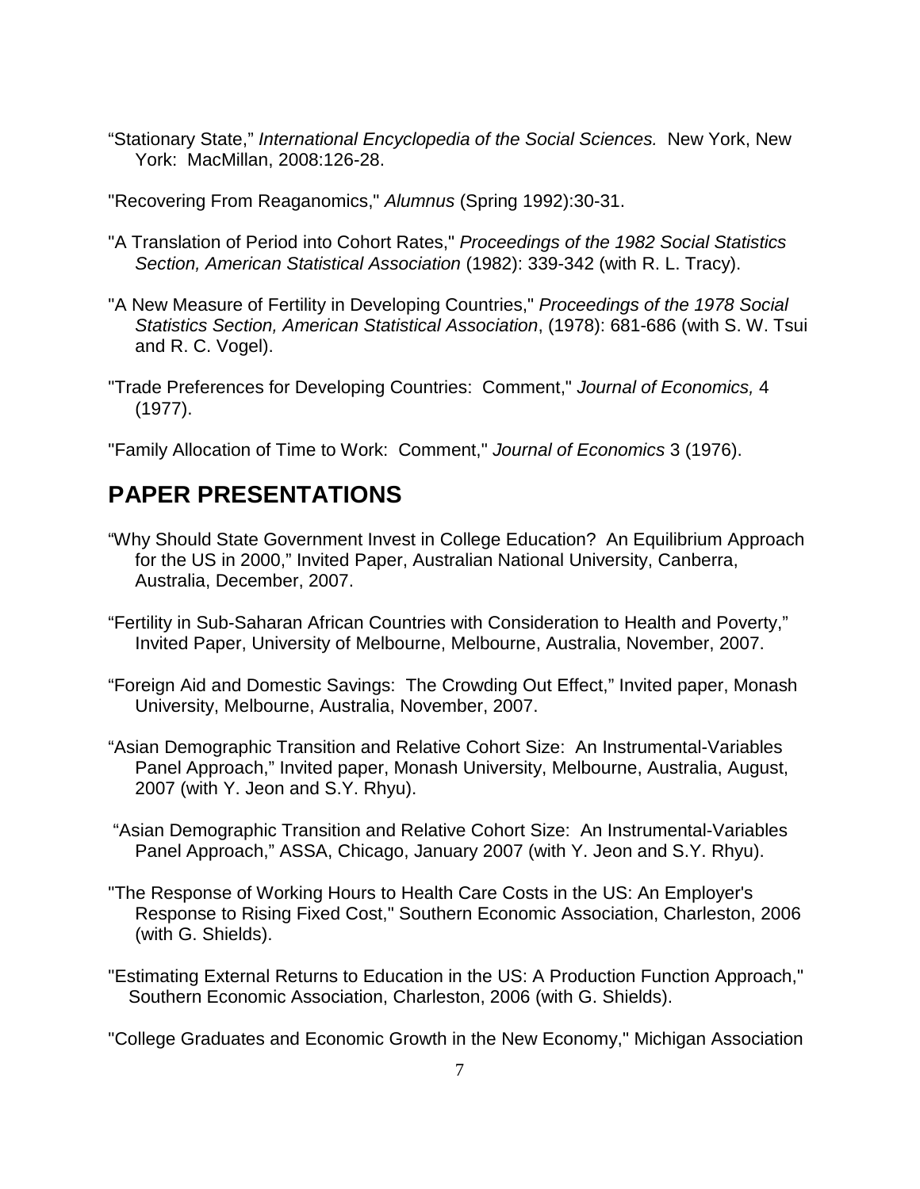"Stationary State," *International Encyclopedia of the Social Sciences.* New York, New York: MacMillan, 2008:126-28.

"Recovering From Reaganomics," *Alumnus* (Spring 1992):30-31.

"A Translation of Period into Cohort Rates," *Proceedings of the 1982 Social Statistics Section, American Statistical Association* (1982): 339-342 (with R. L. Tracy).

"A New Measure of Fertility in Developing Countries," *Proceedings of the 1978 Social Statistics Section, American Statistical Association*, (1978): 681-686 (with S. W. Tsui and R. C. Vogel).

"Trade Preferences for Developing Countries: Comment," *Journal of Economics,* 4 (1977).

"Family Allocation of Time to Work: Comment," *Journal of Economics* 3 (1976).

## PAPER PRESENTATIONS

"Why Should State Government Invest in College Education? An Equilibrium Approach for the US in 2000," Invited Paper, Australian National University, Canberra, Australia, December, 2007.

"Fertility in Sub-Saharan African Countries with Consideration to Health and Poverty," Invited Paper, University of Melbourne, Melbourne, Australia, November, 2007.

"Foreign Aid and Domestic Savings: The Crowding Out Effect," Invited paper, Monash University, Melbourne, Australia, November, 2007.

"Asian Demographic Transition and Relative Cohort Size: An Instrumental-Variables Panel Approach," Invited paper, Monash University, Melbourne, Australia, August, 2007 (with Y. Jeon and S.Y. Rhyu).

"Asian Demographic Transition and Relative Cohort Size: An Instrumental-Variables Panel Approach," ASSA, Chicago, January 2007 (with Y. Jeon and S.Y. Rhyu).

"The Response of Working Hours to Health Care Costs in the US: An Employer's Response to Rising Fixed Cost," Southern Economic Association, Charleston, 2006 (with G. Shields).

"Estimating External Returns to Education in the US: A Production Function Approach," Southern Economic Association, Charleston, 2006 (with G. Shields).

"College Graduates and Economic Growth in the New Economy," Michigan Association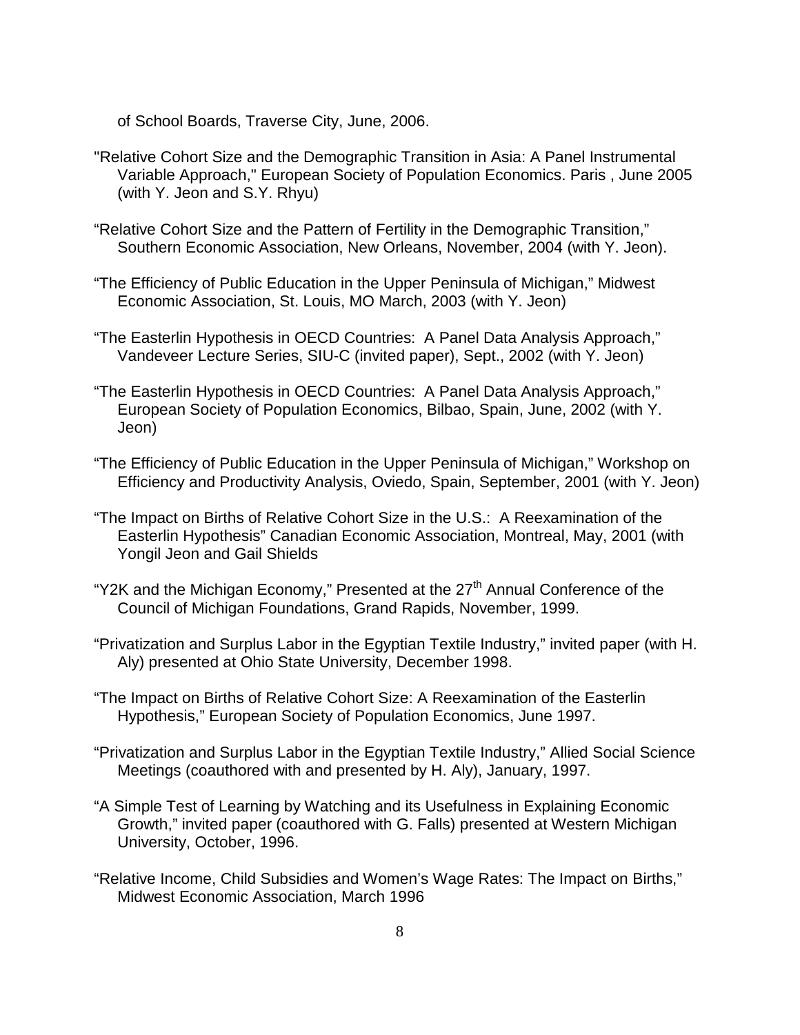of School Boards, Traverse City, June, 2006.

"Relative Cohort Size and the Demographic Transition in Asia: A Panel Instrumental Variable Approach," European Society of Population Economics. Paris , June 2005 (with Y. Jeon and S.Y. Rhyu)

"Relative Cohort Size and the Pattern of Fertility in the Demographic Transition," Southern Economic Association, New Orleans, November, 2004 (with Y. Jeon).

"The Efficiency of Public Education in the Upper Peninsula of Michigan," Midwest Economic Association, St. Louis, MO March, 2003 (with Y. Jeon)

"The Easterlin Hypothesis in OECD Countries: A Panel Data Analysis Approach," Vandeveer Lecture Series, SIU-C (invited paper), Sept., 2002 (with Y. Jeon)

"The Easterlin Hypothesis in OECD Countries: A Panel Data Analysis Approach," European Society of Population Economics, Bilbao, Spain, June, 2002 (with Y. Jeon)

"The Efficiency of Public Education in the Upper Peninsula of Michigan," Workshop on Efficiency and Productivity Analysis, Oviedo, Spain, September, 2001 (with Y. Jeon)

"The Impact on Births of Relative Cohort Size in the U.S.: A Reexamination of the Easterlin Hypothesis" Canadian Economic Association, Montreal, May, 2001 (with Yongil Jeon and Gail Shields

"Y2K and the Michigan Economy," Presented at the 27th Annual Conference of the Council of Michigan Foundations, Grand Rapids, November, 1999.

"Privatization and Surplus Labor in the Egyptian Textile Industry," invited paper (with H. Aly) presented at Ohio State University, December 1998.

"The Impact on Births of Relative Cohort Size: A Reexamination of the Easterlin Hypothesis," European Society of Population Economics, June 1997.

"Privatization and Surplus Labor in the Egyptian Textile Industry," Allied Social Science Meetings (coauthored with and presented by H. Aly), January, 1997.

"A Simple Test of Learning by Watching and its Usefulness in Explaining Economic Growth," invited paper (coauthored with G. Falls) presented at Western Michigan University, October, 1996.

"Relative Income, Child Subsidies and Women's Wage Rates: The Impact on Births," Midwest Economic Association, March 1996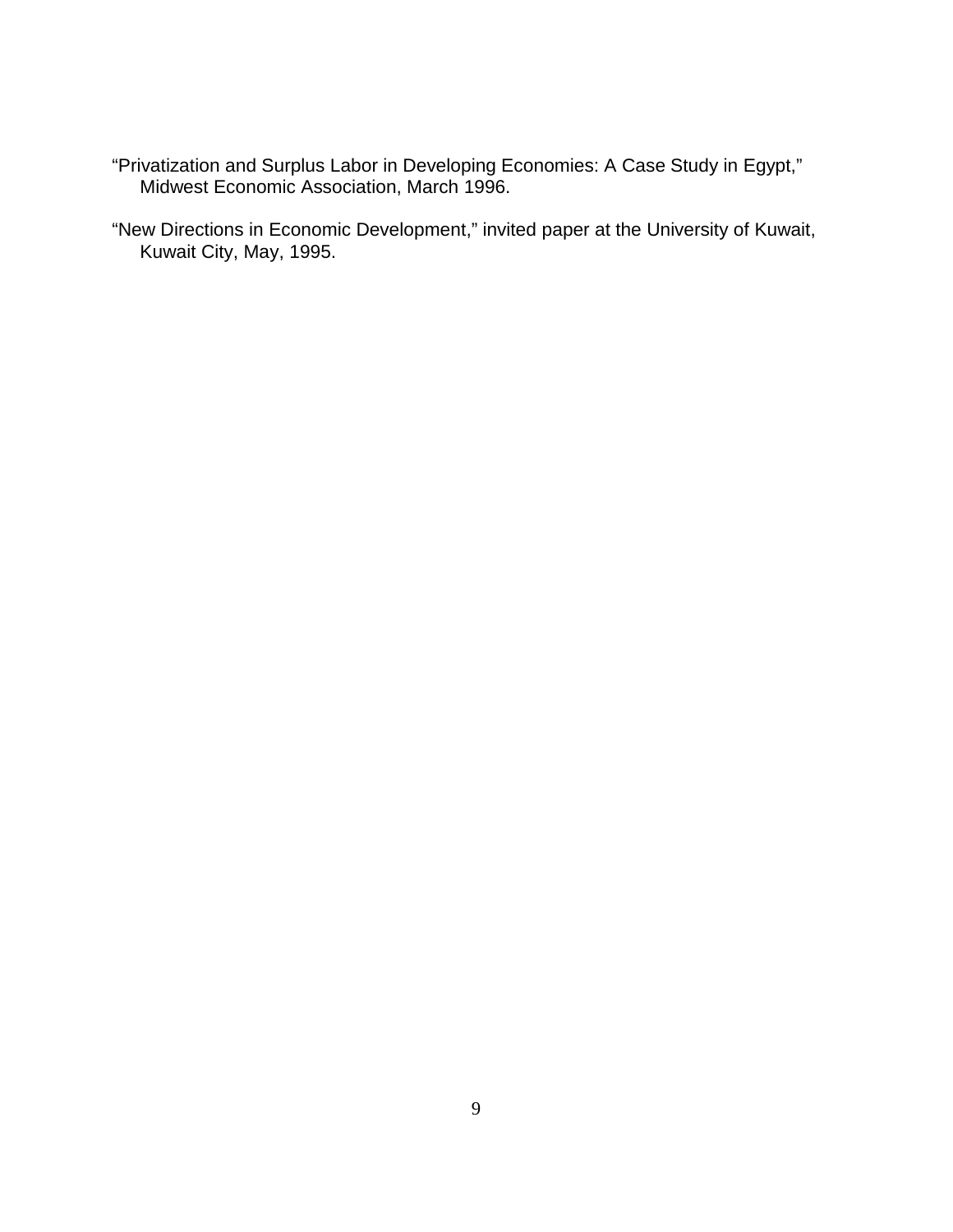"Privatization and Surplus Labor in Developing Economies: A Case Study in Egypt," Midwest Economic Association, March 1996.

"New Directions in Economic Development," invited paper at the University of Kuwait, Kuwait City, May, 1995.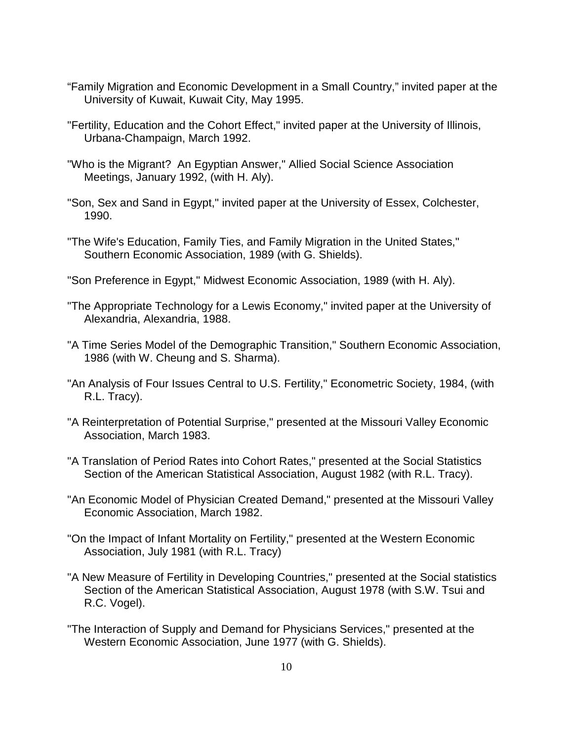“Family Migration and Economic Development in a Small Country,” invited paper at the University of Kuwait, Kuwait City, May 1995.

"Fertility, Education and the Cohort Effect," invited paper at the University of Illinois, Urbana-Champaign, March 1992.

"Who is the Migrant? An Egyptian Answer," Allied Social Science Association Meetings, January 1992, (with H. Aly).

"Son, Sex and Sand in Egypt," invited paper at the University of Essex, Colchester, 1990.

"The Wife's Education, Family Ties, and Family Migration in the United States," Southern Economic Association, 1989 (with G. Shields).

"Son Preference in Egypt," Midwest Economic Association, 1989 (with H. Aly).

"The Appropriate Technology for a Lewis Economy," invited paper at the University of Alexandria, Alexandria, 1988.

"A Time Series Model of the Demographic Transition," Southern Economic Association, 1986 (with W. Cheung and S. Sharma).

"An Analysis of Four Issues Central to U.S. Fertility," Econometric Society, 1984, (with R.L. Tracy).

"A Reinterpretation of Potential Surprise," presented at the Missouri Valley Economic Association, March 1983.

"A Translation of Period Rates into Cohort Rates," presented at the Social Statistics Section of the American Statistical Association, August 1982 (with R.L. Tracy).

"An Economic Model of Physician Created Demand," presented at the Missouri Valley Economic Association, March 1982.

"On the Impact of Infant Mortality on Fertility," presented at the Western Economic Association, July 1981 (with R.L. Tracy)

"A New Measure of Fertility in Developing Countries," presented at the Social statistics Section of the American Statistical Association, August 1978 (with S.W. Tsui and R.C. Vogel).

"The Interaction of Supply and Demand for Physicians Services," presented at the Western Economic Association, June 1977 (with G. Shields).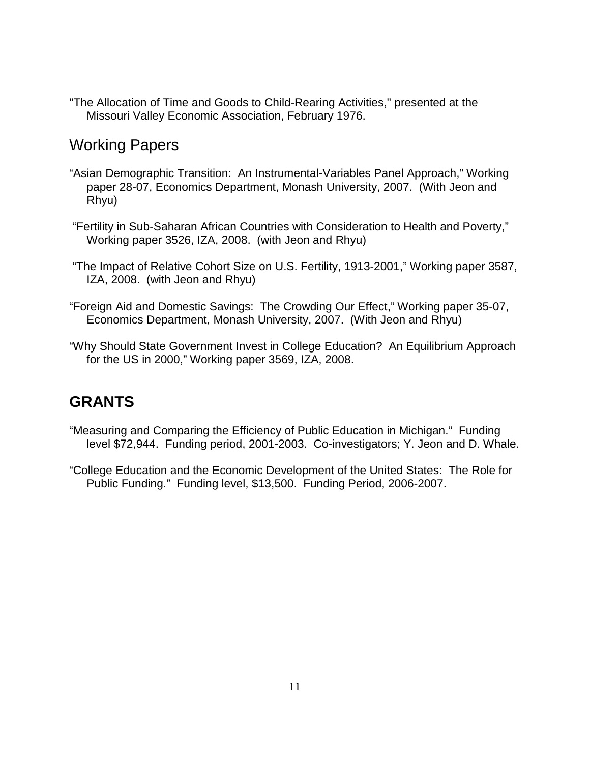"The Allocation of Time and Goods to Child-Rearing Activities," presented at the Missouri Valley Economic Association, February 1976.

## Working Papers

"Asian Demographic Transition: An Instrumental-Variables Panel Approach," Working paper 28-07, Economics Department, Monash University, 2007. (With Jeon and Rhyu)

"Fertility in Sub-Saharan African Countries with Consideration to Health and Poverty," Working paper 3526, IZA, 2008. (with Jeon and Rhyu)

"The Impact of Relative Cohort Size on U.S. Fertility, 1913-2001," Working paper 3587, IZA, 2008. (with Jeon and Rhyu)

"Foreign Aid and Domestic Savings: The Crowding Our Effect," Working paper 35-07, Economics Department, Monash University, 2007. (With Jeon and Rhyu)

"Why Should State Government Invest in College Education? An Equilibrium Approach for the US in 2000," Working paper 3569, IZA, 2008.

# GRANTS

"Measuring and Comparing the Efficiency of Public Education in Michigan." Funding level $72,944. Funding period, 2001-2003. Co-investigators; Y. Jeon and D. Whale.

"College Education and the Economic Development of the United States: The Role for Public Funding." Funding level, $13,500. Funding Period, 2006-2007.